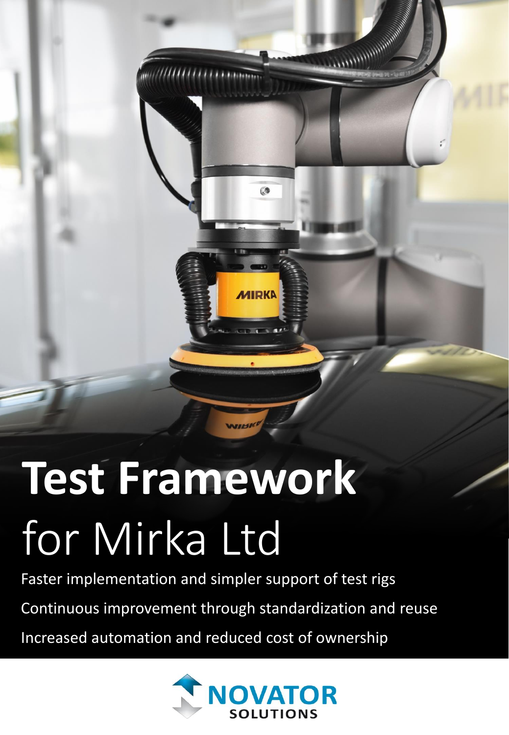# Test Framework for Mirka Ltd

Faster implementation and simpler support of test rigs

Continuous improvement through standardization and reuse

Increased automation and reduced cost of ownership

NOVATOR SOLUTIONS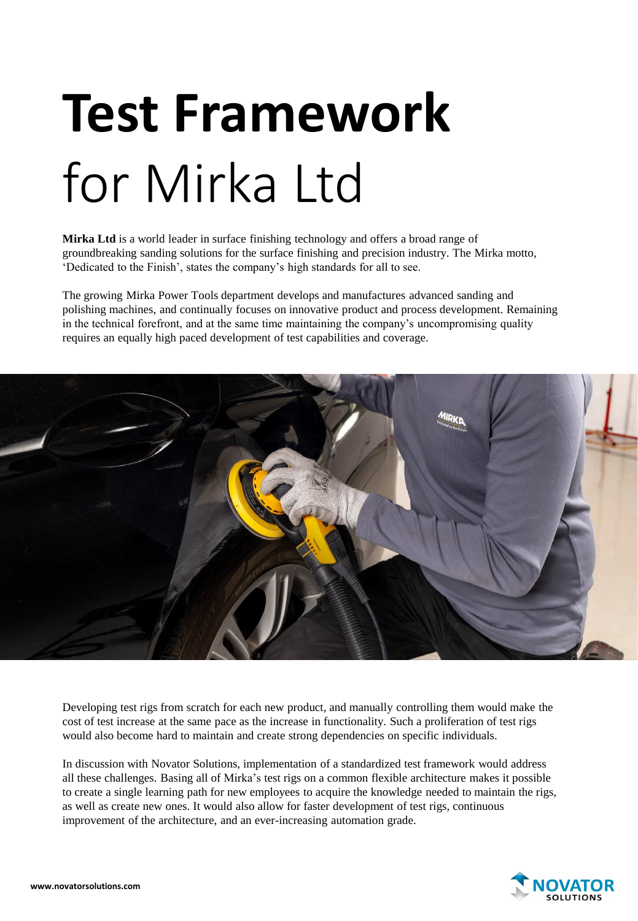# **Test Framework** for Mirka Ltd

**Mirka Ltd** is a world leader in surface finishing technology and offers a broad range of groundbreaking sanding solutions for the surface finishing and precision industry. The Mirka motto, 'Dedicated to the Finish', states the company's high standards for all to see.

The growing Mirka Power Tools department develops and manufactures advanced sanding and polishing machines, and continually focuses on innovative product and process development. Remaining in the technical forefront, and at the same time maintaining the company's uncompromising quality requires an equally high paced development of test capabilities and coverage.

Developing test rigs from scratch for each new product, and manually controlling them would make the cost of test increase at the same pace as the increase in functionality. Such a proliferation of test rigs would also become hard to maintain and create strong dependencies on specific individuals.

In discussion with Novator Solutions, implementation of a standardized test framework would address all these challenges. Basing all of Mirka's test rigs on a common flexible architecture makes it possible to create a single learning path for new employees to acquire the knowledge needed to maintain the rigs, as well as create new ones. It would also allow for faster development of test rigs, continuous improvement of the architecture, and an ever-increasing automation grade.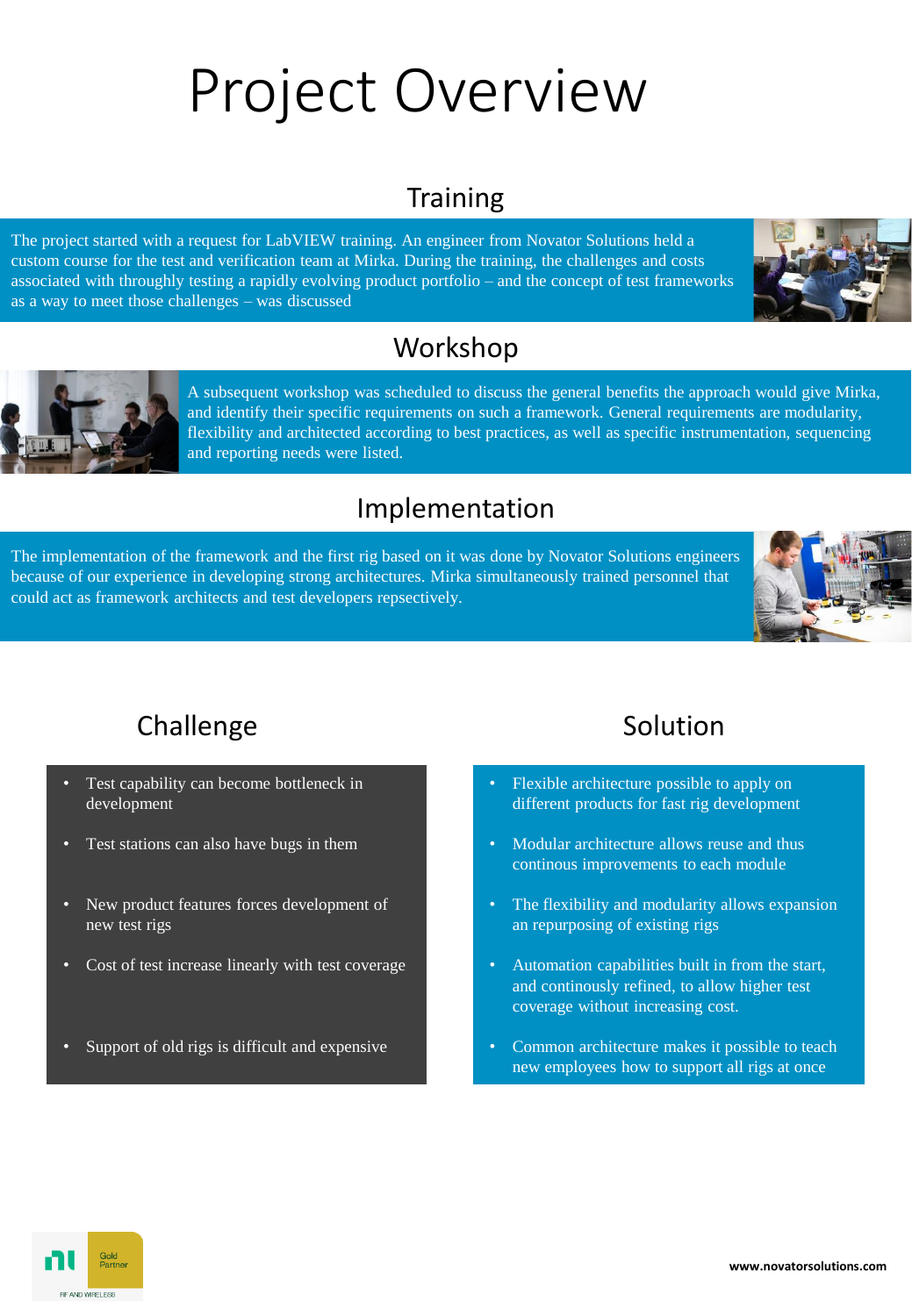# Project Overview

## Training

The project started with a request for LabVIEW training. An engineer from Novator Solutions held a custom course for the test and verification team at Mirka. During the training, the challenges and costs associated with throughly testing a rapidly evolving product portfolio – and the concept of test frameworks as a way to meet those challenges – was discussed

## Workshop

A subsequent workshop was scheduled to discuss the general benefits the approach would give Mirka, and identify their specific requirements on such a framework. General requirements are modularity, flexibility and architected according to best practices, as well as specific instrumentation, sequencing and reporting needs were listed.

## Implementation

The implementation of the framework and the first rig based on it was done by Novator Solutions engineers because of our experience in developing strong architectures. Mirka simultaneously trained personnel that could act as framework architects and test developers repsectively.

## Challenge

- Test capability can become bottleneck in development
- Test stations can also have bugs in them
- New product features forces development of new test rigs
- Cost of test increase linearly with test coverage
- Support of old rigs is difficult and expensive

## Solution

- Flexible architecture possible to apply on different products for fast rig development
- Modular architecture allows reuse and thus continous improvements to each module
- The flexibility and modularity allows expansion an repurposing of existing rigs
- Automation capabilities built in from the start, and continously refined, to allow higher test coverage without increasing cost.
- Common architecture makes it possible to teach new employees how to support all rigs at once

Gold Partner
RF AND WIRELESS

www.novatorsolutions.com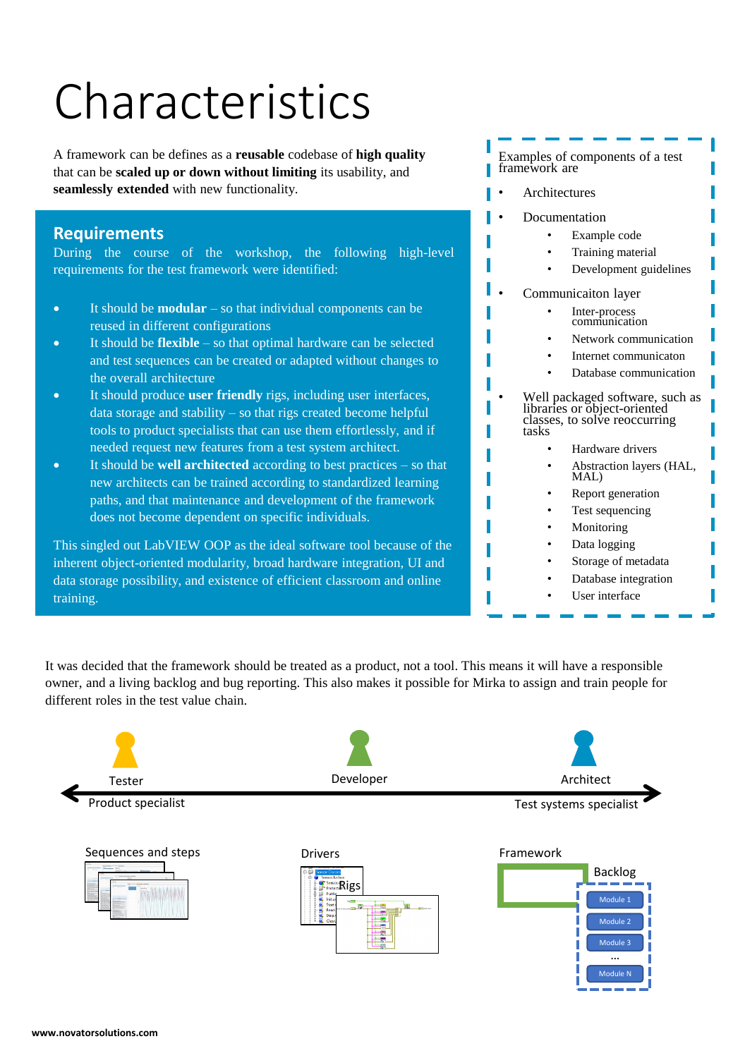# Characteristics

A framework can be defines as a **reusable** codebase of **high quality** that can be **scaled up or down without limiting** its usability, and **seamlessly extended** with new functionality.

## Requirements

During the course of the workshop, the following high-level requirements for the test framework were identified:

- It should be **modular** – so that individual components can be reused in different configurations
- It should be **flexible** – so that optimal hardware can be selected and test sequences can be created or adapted without changes to the overall architecture
- It should produce **user friendly** rigs, including user interfaces, data storage and stability – so that rigs created become helpful tools to product specialists that can use them effortlessly, and if needed request new features from a test system architect.
- It should be **well architected** according to best practices – so that new architects can be trained according to standardized learning paths, and that maintenance and development of the framework does not become dependent on specific individuals.

This singled out LabVIEW OOP as the ideal software tool because of the inherent object-oriented modularity, broad hardware integration, UI and data storage possibility, and existence of efficient classroom and online training.

Examples of components of a test framework are

- Architectures
- Documentation
  - Example code
  - Training material
  - Development guidelines
- Communicaiton layer
  - Inter-process communication
  - Network communication
  - Internet communicaton
  - Database communication
- Well packaged software, such as libraries or object-oriented classes, to solve reoccurring tasks
  - Hardware drivers
  - Abstraction layers (HAL, MAL)
  - Report generation
  - Test sequencing
  - Monitoring
  - Data logging
  - Storage of metadata
  - Database integration
  - User interface

It was decided that the framework should be treated as a product, not a tool. This means it will have a responsible owner, and a living backlog and bug reporting. This also makes it possible for Mirka to assign and train people for different roles in the test value chain.

Tester — Developer — Architect

Product specialist — Test systems specialist

Sequences and steps

Drivers

Rigs

Framework

Backlog

Module 1

Module 2

Module 3

...

Module N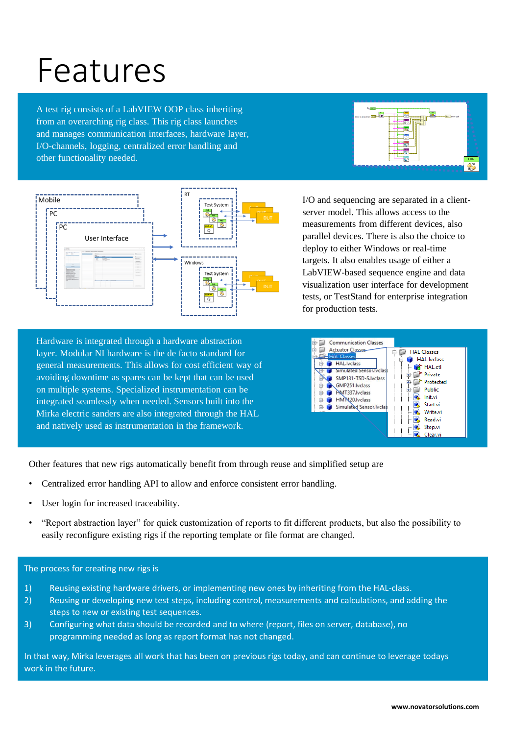# Features

A test rig consists of a LabVIEW OOP class inheriting from an overarching rig class. This rig class launches and manages communication interfaces, hardware layer, I/O-channels, logging, centralized error handling and other functionality needed.

I/O and sequencing are separated in a client-server model. This allows access to the measurements from different devices, also parallel devices. There is also the choice to deploy to either Windows or real-time targets. It also enables usage of either a LabVIEW-based sequence engine and data visualization user interface for development tests, or TestStand for enterprise integration for production tests.

Hardware is integrated through a hardware abstraction layer. Modular NI hardware is the de facto standard for general measurements. This allows for cost efficient way of avoiding downtime as spares can be kept that can be used on multiple systems. Specialized instrumentation can be integrated seamlessly when needed. Sensors built into the Mirka electric sanders are also integrated through the HAL and natively used as instrumentation in the framework.

Other features that new rigs automatically benefit from through reuse and simplified setup are

- Centralized error handling API to allow and enforce consistent error handling.
- User login for increased traceability.
- "Report abstraction layer" for quick customization of reports to fit different products, but also the possibility to easily reconfigure existing rigs if the reporting template or file format are changed.

The process for creating new rigs is

1) Reusing existing hardware drivers, or implementing new ones by inheriting from the HAL-class.
2) Reusing or developing new test steps, including control, measurements and calculations, and adding the steps to new or existing test sequences.
3) Configuring what data should be recorded and to where (report, files on server, database), no programming needed as long as report format has not changed.

In that way, Mirka leverages all work that has been on previous rigs today, and can continue to leverage todays work in the future.

www.novatorsolutions.com